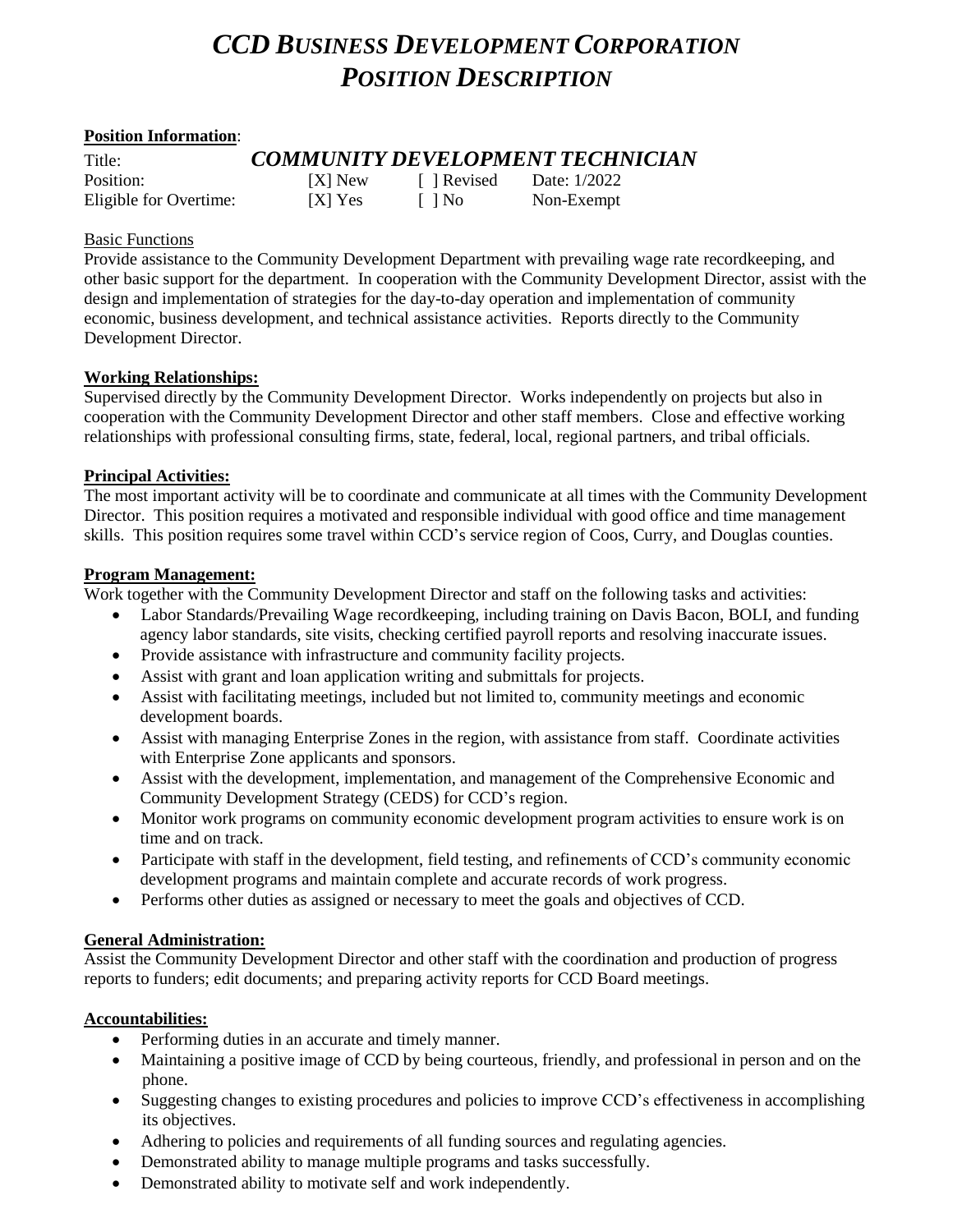# *CCD BUSINESS DEVELOPMENT CORPORATION*
# *POSITION DESCRIPTION*

**Position Information**:

| | | | |
|---|---|---|---|
| Title: | ***COMMUNITY DEVELOPMENT TECHNICIAN*** | | |
| Position: | [X] New | [ ] Revised | Date: 1/2022 |
| Eligible for Overtime: | [X] Yes | [ ] No | Non-Exempt |

Basic Functions

Provide assistance to the Community Development Department with prevailing wage rate recordkeeping, and other basic support for the department. In cooperation with the Community Development Director, assist with the design and implementation of strategies for the day-to-day operation and implementation of community economic, business development, and technical assistance activities. Reports directly to the Community Development Director.

**Working Relationships:**

Supervised directly by the Community Development Director. Works independently on projects but also in cooperation with the Community Development Director and other staff members. Close and effective working relationships with professional consulting firms, state, federal, local, regional partners, and tribal officials.

**Principal Activities:**

The most important activity will be to coordinate and communicate at all times with the Community Development Director. This position requires a motivated and responsible individual with good office and time management skills. This position requires some travel within CCD's service region of Coos, Curry, and Douglas counties.

**Program Management:**

Work together with the Community Development Director and staff on the following tasks and activities:

- Labor Standards/Prevailing Wage recordkeeping, including training on Davis Bacon, BOLI, and funding agency labor standards, site visits, checking certified payroll reports and resolving inaccurate issues.
- Provide assistance with infrastructure and community facility projects.
- Assist with grant and loan application writing and submittals for projects.
- Assist with facilitating meetings, included but not limited to, community meetings and economic development boards.
- Assist with managing Enterprise Zones in the region, with assistance from staff. Coordinate activities with Enterprise Zone applicants and sponsors.
- Assist with the development, implementation, and management of the Comprehensive Economic and Community Development Strategy (CEDS) for CCD's region.
- Monitor work programs on community economic development program activities to ensure work is on time and on track.
- Participate with staff in the development, field testing, and refinements of CCD's community economic development programs and maintain complete and accurate records of work progress.
- Performs other duties as assigned or necessary to meet the goals and objectives of CCD.

**General Administration:**

Assist the Community Development Director and other staff with the coordination and production of progress reports to funders; edit documents; and preparing activity reports for CCD Board meetings.

**Accountabilities:**

- Performing duties in an accurate and timely manner.
- Maintaining a positive image of CCD by being courteous, friendly, and professional in person and on the phone.
- Suggesting changes to existing procedures and policies to improve CCD's effectiveness in accomplishing its objectives.
- Adhering to policies and requirements of all funding sources and regulating agencies.
- Demonstrated ability to manage multiple programs and tasks successfully.
- Demonstrated ability to motivate self and work independently.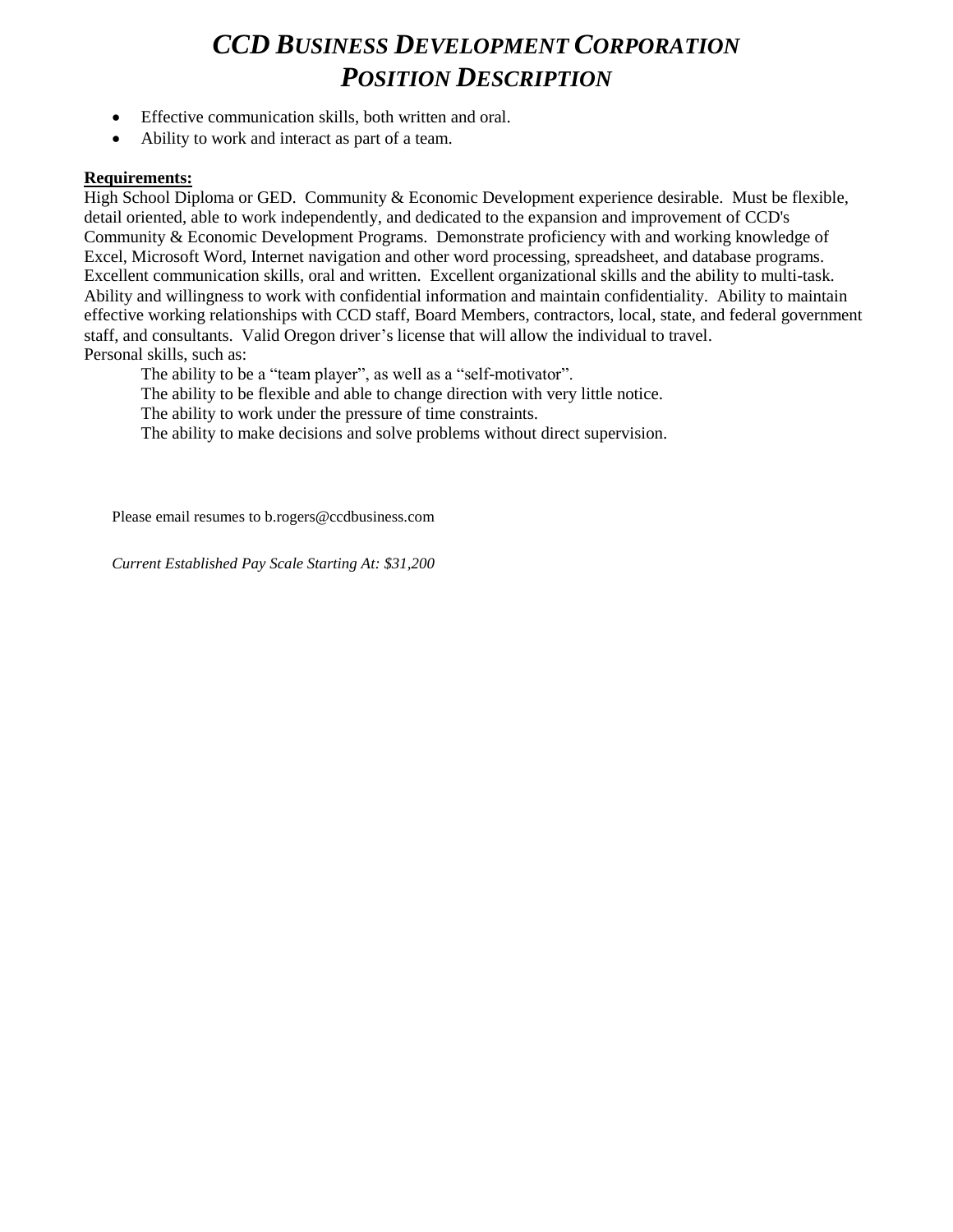- Effective communication skills, both written and oral.
- Ability to work and interact as part of a team.

**Requirements:**

High School Diploma or GED. Community & Economic Development experience desirable. Must be flexible, detail oriented, able to work independently, and dedicated to the expansion and improvement of CCD's Community & Economic Development Programs. Demonstrate proficiency with and working knowledge of Excel, Microsoft Word, Internet navigation and other word processing, spreadsheet, and database programs. Excellent communication skills, oral and written. Excellent organizational skills and the ability to multi-task. Ability and willingness to work with confidential information and maintain confidentiality. Ability to maintain effective working relationships with CCD staff, Board Members, contractors, local, state, and federal government staff, and consultants. Valid Oregon driver's license that will allow the individual to travel.

Personal skills, such as:

The ability to be a "team player", as well as a "self-motivator".

The ability to be flexible and able to change direction with very little notice.

The ability to work under the pressure of time constraints.

The ability to make decisions and solve problems without direct supervision.

Please email resumes to b.rogers@ccdbusiness.com

*Current Established Pay Scale Starting At: $31,200*